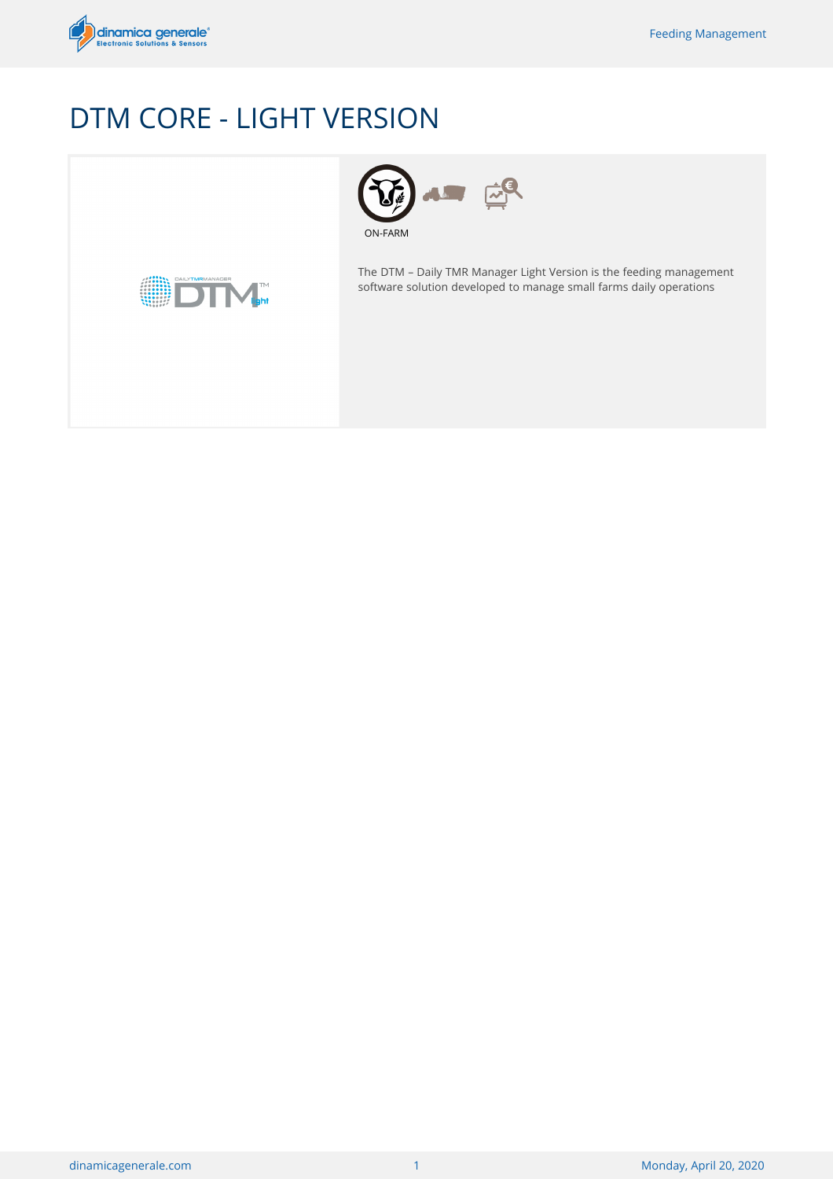# DTM CORE - LIGHT VERSION

ON-FARM

The DTM – Daily TMR Manager Light Version is the feeding management software solution developed to manage small farms daily operations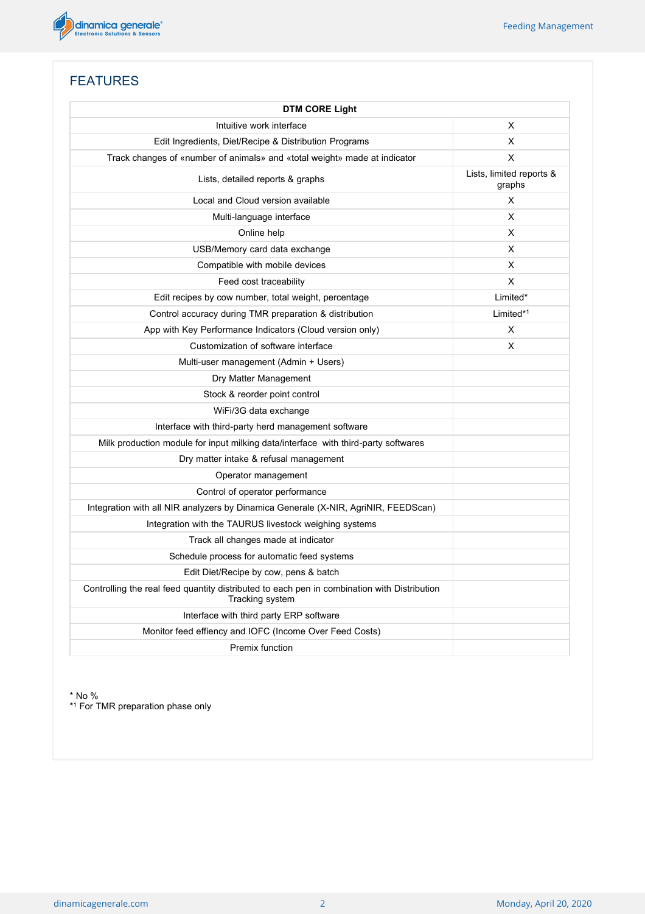## FEATURES

| | DTM CORE Light |
|---|---|
| Intuitive work interface | X |
| Edit Ingredients, Diet/Recipe & Distribution Programs | X |
| Track changes of «number of animals» and «total weight» made at indicator | X |
| Lists, detailed reports & graphs | Lists, limited reports & graphs |
| Local and Cloud version available | X |
| Multi-language interface | X |
| Online help | X |
| USB/Memory card data exchange | X |
| Compatible with mobile devices | X |
| Feed cost traceability | X |
| Edit recipes by cow number, total weight, percentage | Limited* |
| Control accuracy during TMR preparation & distribution | Limited*[1] |
| App with Key Performance Indicators (Cloud version only) | X |
| Customization of software interface | X |
| Multi-user management (Admin + Users) | |
| Dry Matter Management | |
| Stock & reorder point control | |
| WiFi/3G data exchange | |
| Interface with third-party herd management software | |
| Milk production module for input milking data/interface with third-party softwares | |
| Dry matter intake & refusal management | |
| Operator management | |
| Control of operator performance | |
| Integration with all NIR analyzers by Dinamica Generale (X-NIR, AgriNIR, FEEDScan) | |
| Integration with the TAURUS livestock weighing systems | |
| Track all changes made at indicator | |
| Schedule process for automatic feed systems | |
| Edit Diet/Recipe by cow, pens & batch | |
| Controlling the real feed quantity distributed to each pen in combination with Distribution Tracking system | |
| Interface with third party ERP software | |
| Monitor feed effiency and IOFC (Income Over Feed Costs) | |
| Premix function | |

\* No %
\*[1] For TMR preparation phase only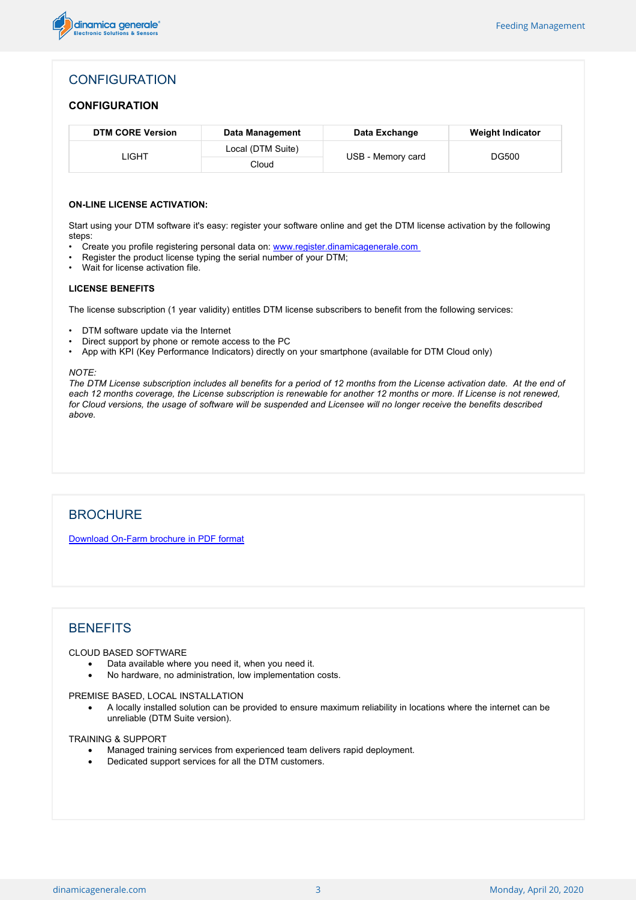## CONFIGURATION

### CONFIGURATION

| DTM CORE Version | Data Management | Data Exchange | Weight Indicator |
|---|---|---|---|
| LIGHT | Local (DTM Suite) | USB - Memory card | DG500 |
| | Cloud | | |

**ON-LINE LICENSE ACTIVATION:**

Start using your DTM software it's easy: register your software online and get the DTM license activation by the following steps:

- Create you profile registering personal data on: [www.register.dinamicagenerale.com](www.register.dinamicagenerale.com)
- Register the product license typing the serial number of your DTM;
- Wait for license activation file.

**LICENSE BENEFITS**

The license subscription (1 year validity) entitles DTM license subscribers to benefit from the following services:

- DTM software update via the Internet
- Direct support by phone or remote access to the PC
- App with KPI (Key Performance Indicators) directly on your smartphone (available for DTM Cloud only)

*NOTE:*
*The DTM License subscription includes all benefits for a period of 12 months from the License activation date. At the end of each 12 months coverage, the License subscription is renewable for another 12 months or more. If License is not renewed, for Cloud versions, the usage of software will be suspended and Licensee will no longer receive the benefits described above.*

## BROCHURE

[Download On-Farm brochure in PDF format]()

## BENEFITS

CLOUD BASED SOFTWARE

- Data available where you need it, when you need it.
- No hardware, no administration, low implementation costs.

PREMISE BASED, LOCAL INSTALLATION

- A locally installed solution can be provided to ensure maximum reliability in locations where the internet can be unreliable (DTM Suite version).

TRAINING & SUPPORT

- Managed training services from experienced team delivers rapid deployment.
- Dedicated support services for all the DTM customers.